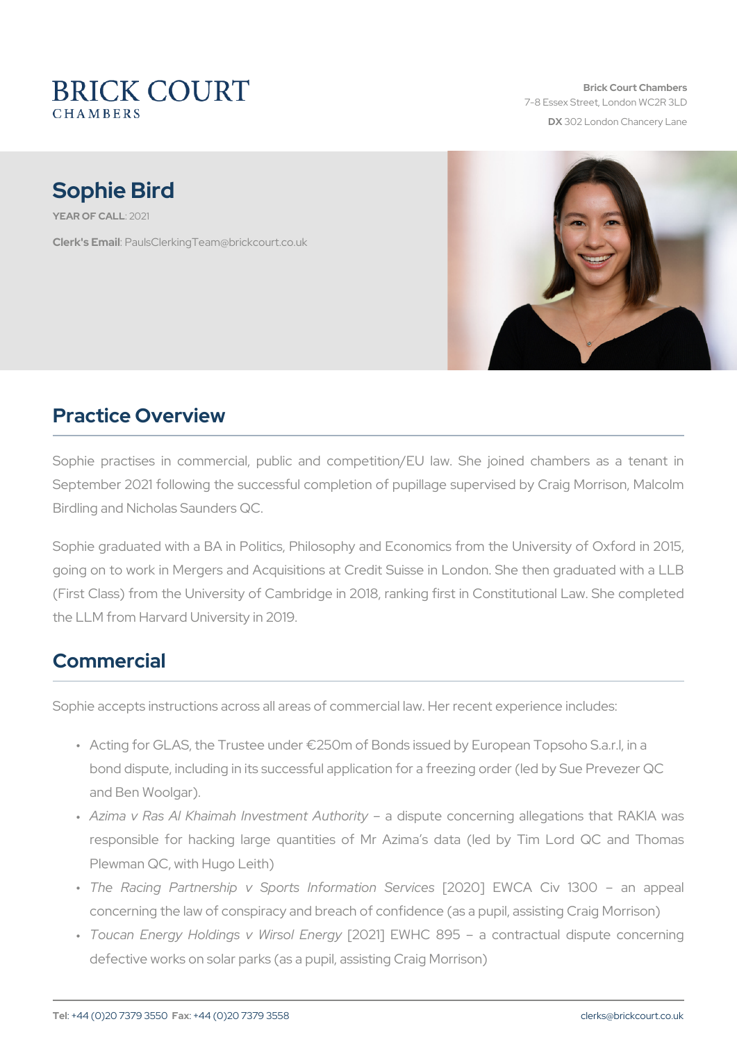BRICK COURT CHAMBERS

**Brick Court Chambers**
7-8 Essex Street, London WC2R 3LD
**DX** 302 London Chancery Lane

# Sophie Bird

**YEAR OF CALL**: 2021

**Clerk's Email**: PaulsClerkingTeam@brickcourt.co.uk

## Practice Overview

Sophie practises in commercial, public and competition/EU law. She joined chambers as a tenant in September 2021 following the successful completion of pupillage supervised by Craig Morrison, Malcolm Birdling and Nicholas Saunders QC.

Sophie graduated with a BA in Politics, Philosophy and Economics from the University of Oxford in 2015, going on to work in Mergers and Acquisitions at Credit Suisse in London. She then graduated with a LLB (First Class) from the University of Cambridge in 2018, ranking first in Constitutional Law. She completed the LLM from Harvard University in 2019.

## Commercial

Sophie accepts instructions across all areas of commercial law. Her recent experience includes:

- Acting for GLAS, the Trustee under €250m of Bonds issued by European Topsoho S.a.r.l, in a bond dispute, including in its successful application for a freezing order (led by Sue Prevezer QC and Ben Woolgar).
- *Azima v Ras Al Khaimah Investment Authority* – a dispute concerning allegations that RAKIA was responsible for hacking large quantities of Mr Azima's data (led by Tim Lord QC and Thomas Plewman QC, with Hugo Leith)
- *The Racing Partnership v Sports Information Services* [2020] EWCA Civ 1300 – an appeal concerning the law of conspiracy and breach of confidence (as a pupil, assisting Craig Morrison)
- *Toucan Energy Holdings v Wirsol Energy* [2021] EWHC 895 – a contractual dispute concerning defective works on solar parks (as a pupil, assisting Craig Morrison)

**Tel**: +44 (0)20 7379 3550 **Fax**: +44 (0)20 7379 3558 clerks@brickcourt.co.uk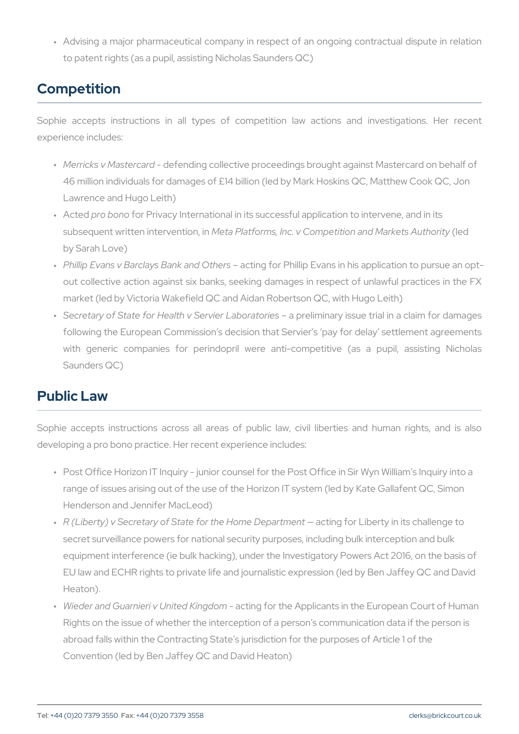- Advising a major pharmaceutical company in respect of an ongoing contractual dispute in relation to patent rights (as a pupil, assisting Nicholas Saunders QC)

## Competition

Sophie accepts instructions in all types of competition law actions and investigations. Her recent experience includes:

- *Merricks v Mastercard* - defending collective proceedings brought against Mastercard on behalf of 46 million individuals for damages of £14 billion (led by Mark Hoskins QC, Matthew Cook QC, Jon Lawrence and Hugo Leith)
- Acted *pro bono* for Privacy International in its successful application to intervene, and in its subsequent written intervention, in *Meta Platforms, Inc. v Competition and Markets Authority* (led by Sarah Love)
- *Phillip Evans v Barclays Bank and Others* – acting for Phillip Evans in his application to pursue an opt-out collective action against six banks, seeking damages in respect of unlawful practices in the FX market (led by Victoria Wakefield QC and Aidan Robertson QC, with Hugo Leith)
- *Secretary of State for Health v Servier Laboratories* – a preliminary issue trial in a claim for damages following the European Commission's decision that Servier's 'pay for delay' settlement agreements with generic companies for perindopril were anti-competitive (as a pupil, assisting Nicholas Saunders QC)

## Public Law

Sophie accepts instructions across all areas of public law, civil liberties and human rights, and is also developing a pro bono practice. Her recent experience includes:

- Post Office Horizon IT Inquiry - junior counsel for the Post Office in Sir Wyn William's Inquiry into a range of issues arising out of the use of the Horizon IT system (led by Kate Gallafent QC, Simon Henderson and Jennifer MacLeod)
- *R (Liberty) v Secretary of State for the Home Department* — acting for Liberty in its challenge to secret surveillance powers for national security purposes, including bulk interception and bulk equipment interference (ie bulk hacking), under the Investigatory Powers Act 2016, on the basis of EU law and ECHR rights to private life and journalistic expression (led by Ben Jaffey QC and David Heaton).
- *Wieder and Guarnieri v United Kingdom* - acting for the Applicants in the European Court of Human Rights on the issue of whether the interception of a person's communication data if the person is abroad falls within the Contracting State's jurisdiction for the purposes of Article 1 of the Convention (led by Ben Jaffey QC and David Heaton)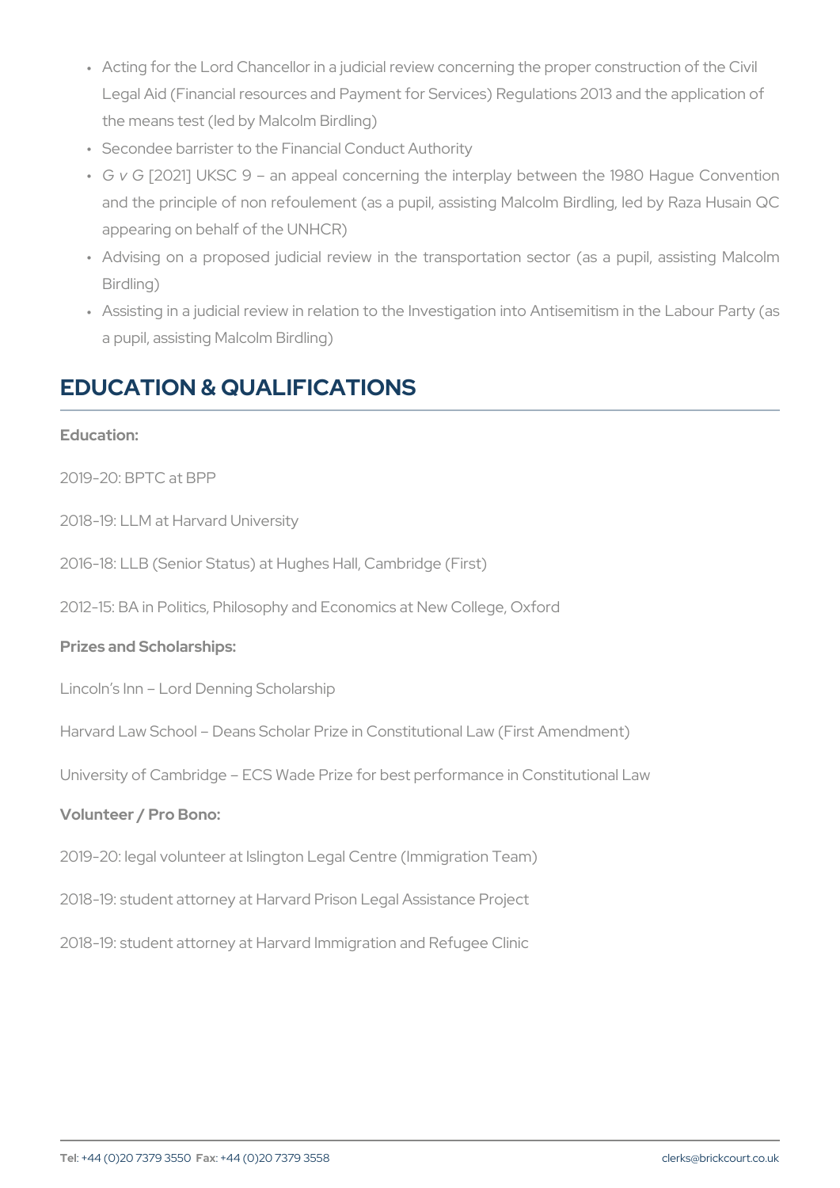- Acting for the Lord Chancellor in a judicial review concerning the proper construction of the Civil Legal Aid (Financial resources and Payment for Services) Regulations 2013 and the application of the means test (led by Malcolm Birdling)
- Secondee barrister to the Financial Conduct Authority
- *G v G* [2021] UKSC 9 – an appeal concerning the interplay between the 1980 Hague Convention and the principle of non refoulement (as a pupil, assisting Malcolm Birdling, led by Raza Husain QC appearing on behalf of the UNHCR)
- Advising on a proposed judicial review in the transportation sector (as a pupil, assisting Malcolm Birdling)
- Assisting in a judicial review in relation to the Investigation into Antisemitism in the Labour Party (as a pupil, assisting Malcolm Birdling)

## EDUCATION & QUALIFICATIONS

**Education:**

2019–20: BPTC at BPP

2018–19: LLM at Harvard University

2016–18: LLB (Senior Status) at Hughes Hall, Cambridge (First)

2012–15: BA in Politics, Philosophy and Economics at New College, Oxford

**Prizes and Scholarships:**

Lincoln's Inn – Lord Denning Scholarship

Harvard Law School – Deans Scholar Prize in Constitutional Law (First Amendment)

University of Cambridge – ECS Wade Prize for best performance in Constitutional Law

**Volunteer / Pro Bono:**

2019–20: legal volunteer at Islington Legal Centre (Immigration Team)

2018–19: student attorney at Harvard Prison Legal Assistance Project

2018–19: student attorney at Harvard Immigration and Refugee Clinic